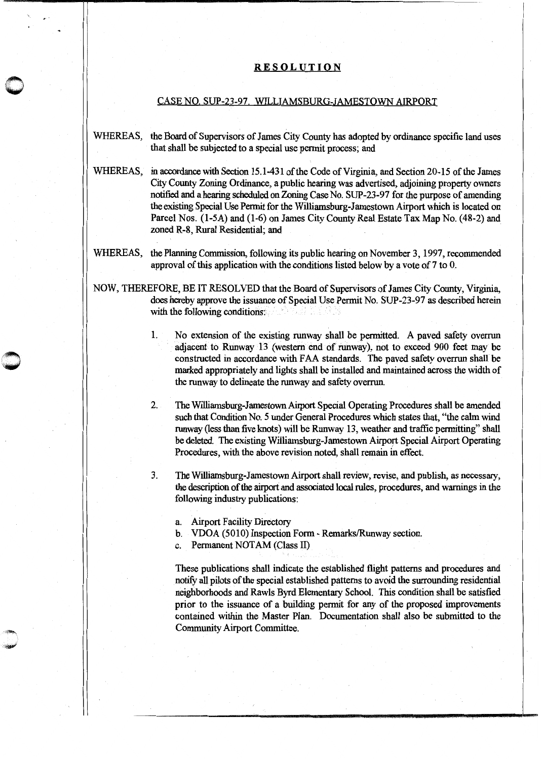# RESOLUTION

## CASE NO. SUP-23-97. WILLIAMSBURG-JAMESTOWN AIRPORT

WHEREAS, the Board of Supervisors of James City County has adopted by ordinance specific land uses that shall be subjected to a special use permit process; and

WHEREAS, in accordance with Section 15.1-431 of the Code of Virginia, and Section 20-15 of the James City County Zoning Ordinance, a public hearing was advertised, adjoining property owners notified and a hearing scheduled on Zoning Case No. SUP-23-97 for the purpose of amending the existing Special Use Permit for the Williamsburg-Jamestown Airport which is located on Parcel Nos. (1-5A) and (1-6) on James City County Real Estate Tax Map No. (48-2) and zoned R-8, Rural Residential; and

WHEREAS, the Planning Commission, following its public hearing on November 3, 1997, recommended approval of this application with the conditions listed below by a vote of 7 to 0.

NOW, THEREFORE, BE IT RESOLVED that the Board of Supervisors of James City County, Virginia, does hereby approve the issuance of Special Use Permit No. SUP-23-97 as described herein with the following conditions:

1. No extension of the existing runway shall be permitted. A paved safety overrun adjacent to Runway 13 (western end of runway), not to exceed 900 feet may be constructed in accordance with FAA standards. The paved safety overrun shall be marked appropriately and lights shall be installed and maintained across the width of the runway to delineate the runway and safety overrun.

2. The Williamsburg-Jamestown Airport Special Operating Procedures shall be amended such that Condition No. 5 under General Procedures which states that, "the calm wind runway (less than five knots) will be Runway 13, weather and traffic permitting" shall be deleted. The existing Williamsburg-Jamestown Airport Special Airport Operating Procedures, with the above revision noted, shall remain in effect.

3. The Williamsburg-Jamestown Airport shall review, revise, and publish, as necessary, the description of the airport and associated local rules, procedures, and warnings in the following industry publications:

   a. Airport Facility Directory
   b. VDOA (5010) Inspection Form - Remarks/Runway section.
   c. Permanent NOTAM (Class II)

   These publications shall indicate the established flight patterns and procedures and notify all pilots of the special established patterns to avoid the surrounding residential neighborhoods and Rawls Byrd Elementary School. This condition shall be satisfied prior to the issuance of a building permit for any of the proposed improvements contained within the Master Plan. Documentation shall also be submitted to the Community Airport Committee.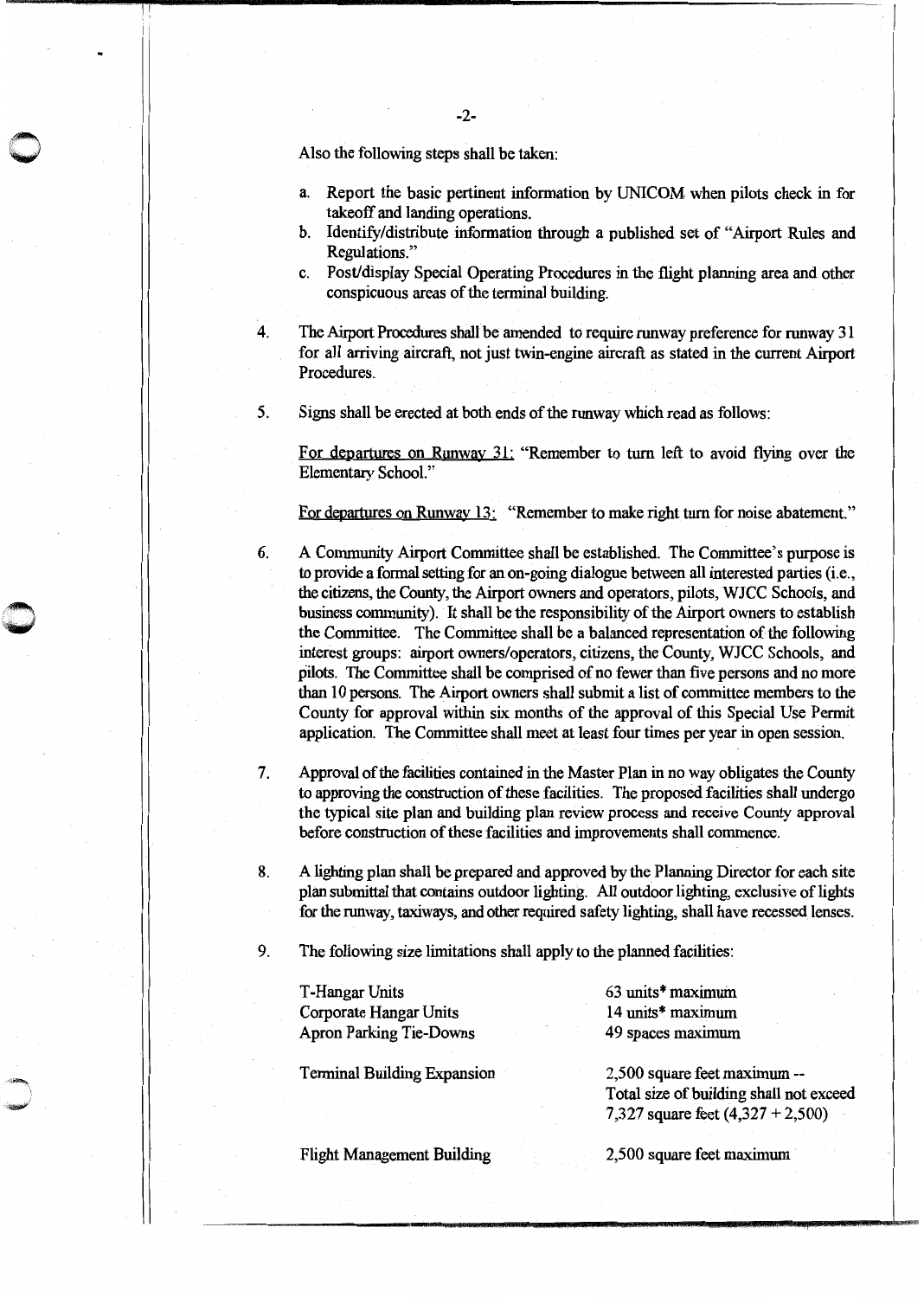Also the following steps shall be taken:

a. Report the basic pertinent information by UNICOM when pilots check in for takeoff and landing operations.
b. Identify/distribute information through a published set of "Airport Rules and Regulations."
c. Post/display Special Operating Procedures in the flight planning area and other conspicuous areas of the terminal building.

4. The Airport Procedures shall be amended to require runway preference for runway 31 for all arriving aircraft, not just twin-engine aircraft as stated in the current Airport Procedures.

5. Signs shall be erected at both ends of the runway which read as follows:

   For departures on Runway 31: "Remember to turn left to avoid flying over the Elementary School."

   For departures on Runway 13: "Remember to make right turn for noise abatement."

6. A Community Airport Committee shall be established. The Committee's purpose is to provide a formal setting for an on-going dialogue between all interested parties (i.e., the citizens, the County, the Airport owners and operators, pilots, WJCC Schools, and business community). It shall be the responsibility of the Airport owners to establish the Committee. The Committee shall be a balanced representation of the following interest groups: airport owners/operators, citizens, the County, WJCC Schools, and pilots. The Committee shall be comprised of no fewer than five persons and no more than 10 persons. The Airport owners shall submit a list of committee members to the County for approval within six months of the approval of this Special Use Permit application. The Committee shall meet at least four times per year in open session.

7. Approval of the facilities contained in the Master Plan in no way obligates the County to approving the construction of these facilities. The proposed facilities shall undergo the typical site plan and building plan review process and receive County approval before construction of these facilities and improvements shall commence.

8. A lighting plan shall be prepared and approved by the Planning Director for each site plan submittal that contains outdoor lighting. All outdoor lighting, exclusive of lights for the runway, taxiways, and other required safety lighting, shall have recessed lenses.

9. The following size limitations shall apply to the planned facilities:

| | |
|---|---|
| T-Hangar Units | 63 units* maximum |
| Corporate Hangar Units | 14 units* maximum |
| Apron Parking Tie-Downs | 49 spaces maximum |
| Terminal Building Expansion | 2,500 square feet maximum -- Total size of building shall not exceed 7,327 square feet (4,327 + 2,500) |
| Flight Management Building | 2,500 square feet maximum |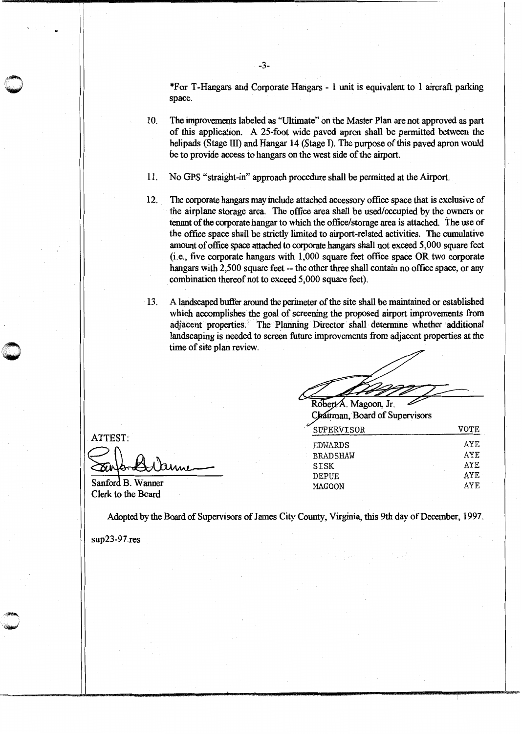*For T-Hangars and Corporate Hangars - 1 unit is equivalent to 1 aircraft parking space.

10. The improvements labeled as "Ultimate" on the Master Plan are not approved as part of this application. A 25-foot wide paved apron shall be permitted between the helipads (Stage III) and Hangar 14 (Stage I). The purpose of this paved apron would be to provide access to hangars on the west side of the airport.

11. No GPS "straight-in" approach procedure shall be permitted at the Airport.

12. The corporate hangars may include attached accessory office space that is exclusive of the airplane storage area. The office area shall be used/occupied by the owners or tenant of the corporate hangar to which the office/storage area is attached. The use of the office space shall be strictly limited to airport-related activities. The cumulative amount of office space attached to corporate hangars shall not exceed 5,000 square feet (i.e., five corporate hangars with 1,000 square feet office space OR two corporate hangars with 2,500 square feet -- the other three shall contain no office space, or any combination thereof not to exceed 5,000 square feet).

13. A landscaped buffer around the perimeter of the site shall be maintained or established which accomplishes the goal of screening the proposed airport improvements from adjacent properties. The Planning Director shall determine whether additional landscaping is needed to screen future improvements from adjacent properties at the time of site plan review.

Robert A. Magoon, Jr.
Chairman, Board of Supervisors

| SUPERVISOR | VOTE |
|---|---|
| EDWARDS | AYE |
| BRADSHAW | AYE |
| SISK | AYE |
| DEPUE | AYE |
| MAGOON | AYE |

ATTEST:

Sanford B. Wanner
Clerk to the Board

Adopted by the Board of Supervisors of James City County, Virginia, this 9th day of December, 1997.

sup23-97.res